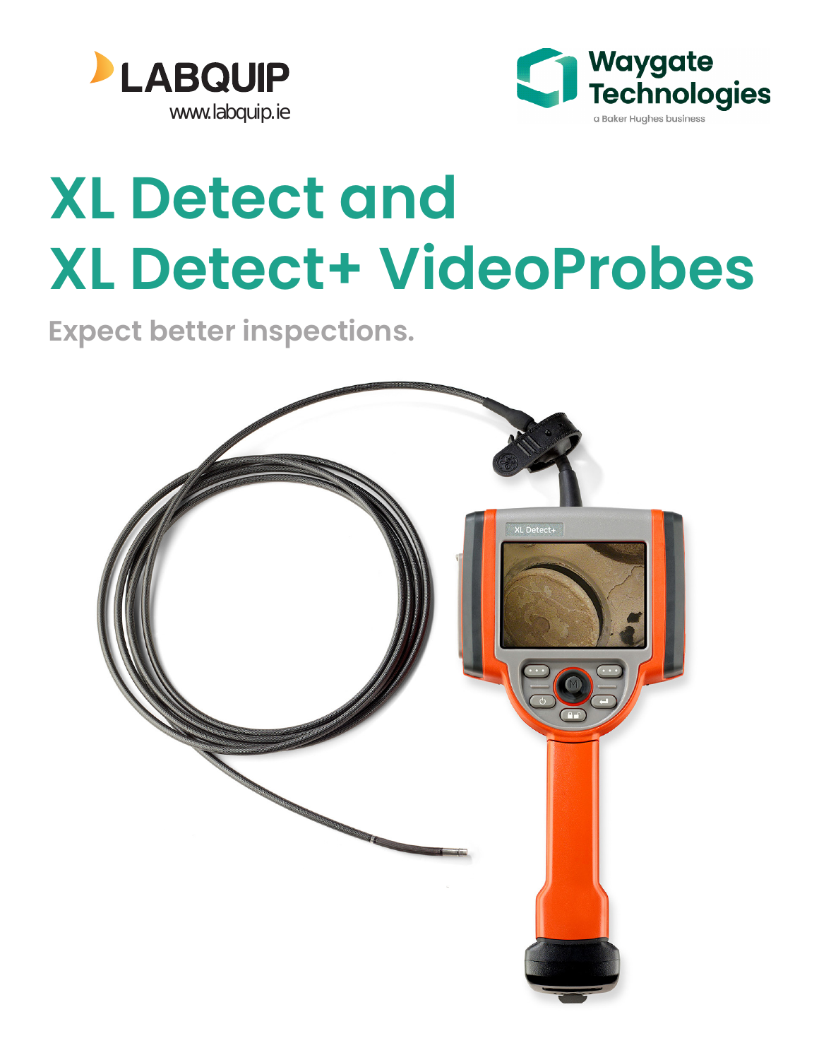LABQUIP
www.labquip.ie

Waygate Technologies
a Baker Hughes business

# XL Detect and XL Detect+ VideoProbes

Expect better inspections.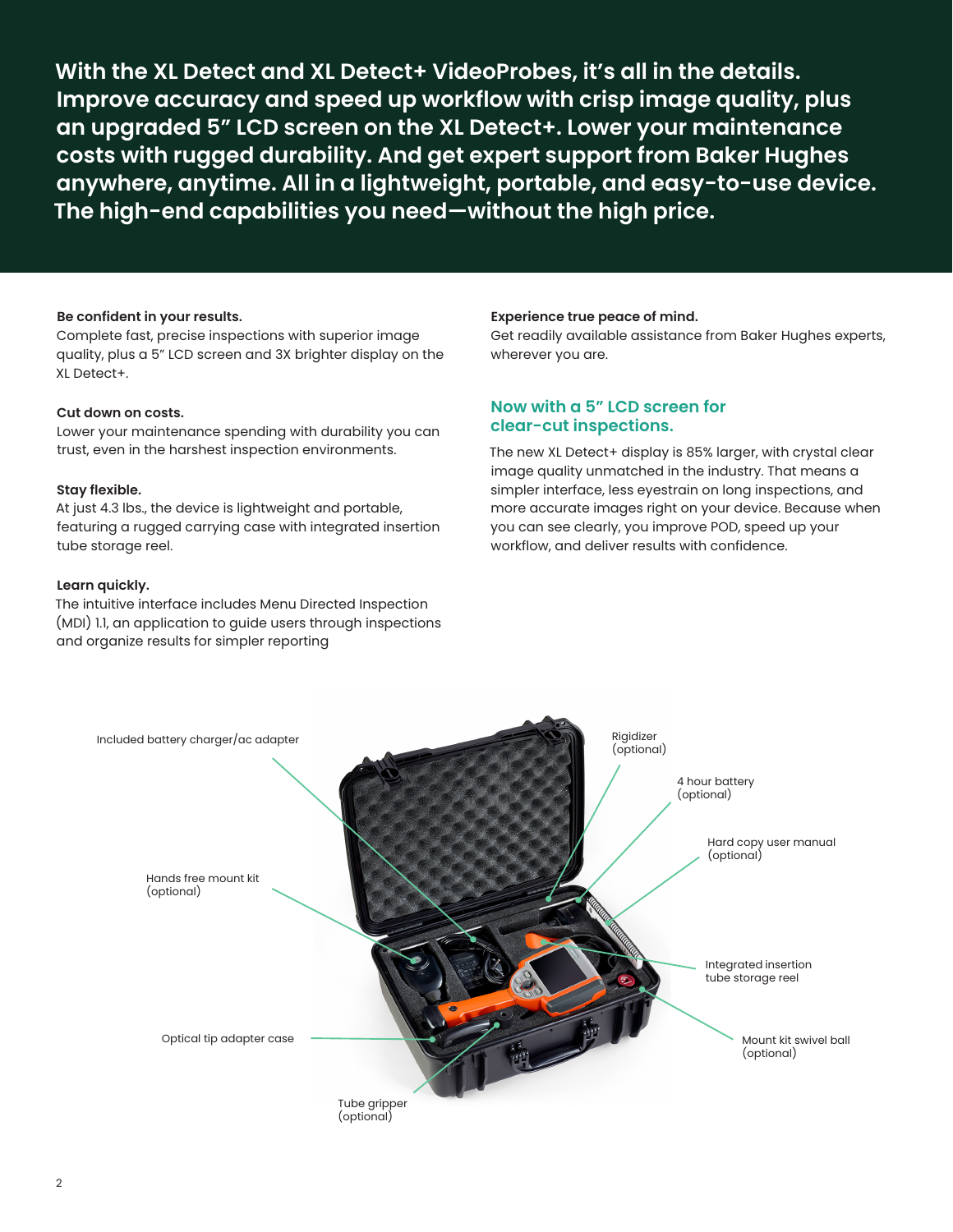**With the XL Detect and XL Detect+ VideoProbes, it's all in the details. Improve accuracy and speed up workflow with crisp image quality, plus an upgraded 5" LCD screen on the XL Detect+. Lower your maintenance costs with rugged durability. And get expert support from Baker Hughes anywhere, anytime. All in a lightweight, portable, and easy-to-use device. The high-end capabilities you need—without the high price.**

**Be confident in your results.**
Complete fast, precise inspections with superior image quality, plus a 5" LCD screen and 3X brighter display on the XL Detect+.

**Cut down on costs.**
Lower your maintenance spending with durability you can trust, even in the harshest inspection environments.

**Stay flexible.**
At just 4.3 lbs., the device is lightweight and portable, featuring a rugged carrying case with integrated insertion tube storage reel.

**Learn quickly.**
The intuitive interface includes Menu Directed Inspection (MDI) 1.1, an application to guide users through inspections and organize results for simpler reporting

**Experience true peace of mind.**
Get readily available assistance from Baker Hughes experts, wherever you are.

## Now with a 5" LCD screen for clear-cut inspections.

The new XL Detect+ display is 85% larger, with crystal clear image quality unmatched in the industry. That means a simpler interface, less eyestrain on long inspections, and more accurate images right on your device. Because when you can see clearly, you improve POD, speed up your workflow, and deliver results with confidence.

Included battery charger/ac adapter

Hands free mount kit (optional)

Optical tip adapter case

Tube gripper (optional)

Rigidizer (optional)

4 hour battery (optional)

Hard copy user manual (optional)

Integrated insertion tube storage reel

Mount kit swivel ball (optional)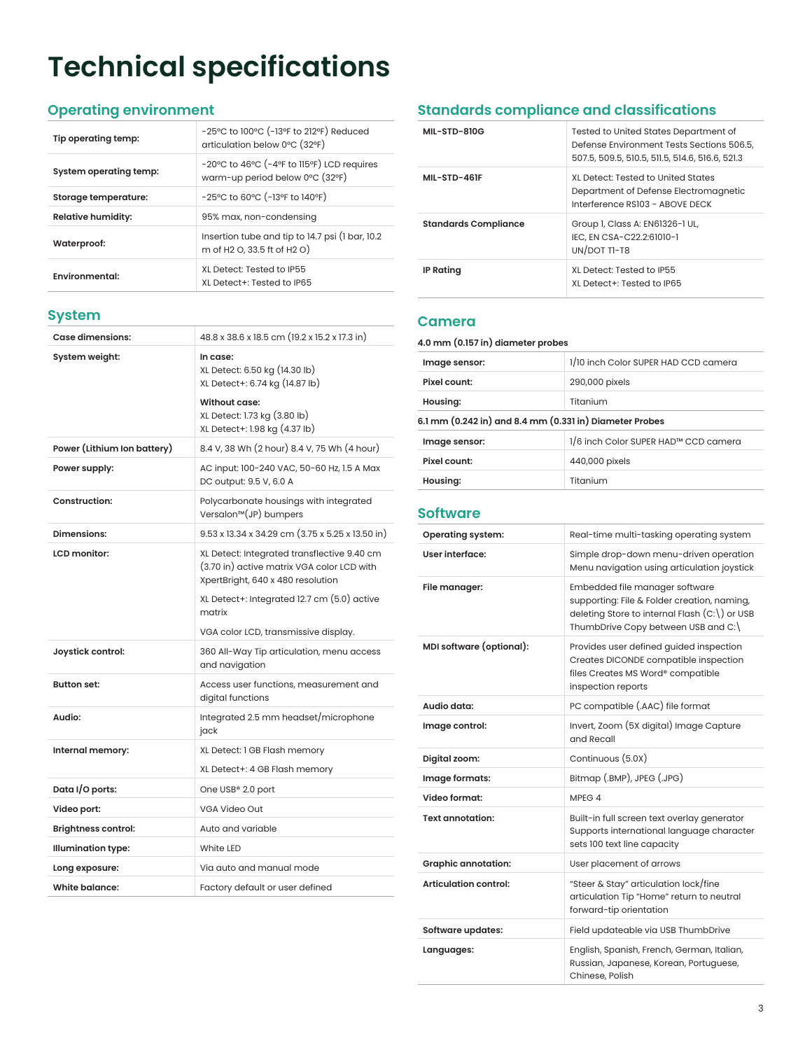# Technical specifications

## Operating environment

| | |
|---|---|
| **Tip operating temp:** | -25ºC to 100ºC (-13ºF to 212ºF) Reduced articulation below 0ºC (32ºF) |
| **System operating temp:** | -20ºC to 46ºC (-4ºF to 115ºF) LCD requires warm-up period below 0ºC (32ºF) |
| **Storage temperature:** | -25ºC to 60ºC (-13ºF to 140ºF) |
| **Relative humidity:** | 95% max, non-condensing |
| **Waterproof:** | Insertion tube and tip to 14.7 psi (1 bar, 10.2 m of H2 O, 33.5 ft of H2 O) |
| **Environmental:** | XL Detect: Tested to IP55<br>XL Detect+: Tested to IP65 |

## System

| | |
|---|---|
| **Case dimensions:** | 48.8 x 38.6 x 18.5 cm (19.2 x 15.2 x 17.3 in) |
| **System weight:** | **In case:**<br>XL Detect: 6.50 kg (14.30 lb)<br>XL Detect+: 6.74 kg (14.87 lb)<br>**Without case:**<br>XL Detect: 1.73 kg (3.80 lb)<br>XL Detect+: 1.98 kg (4.37 lb) |
| **Power (Lithium Ion battery)** | 8.4 V, 38 Wh (2 hour) 8.4 V, 75 Wh (4 hour) |
| **Power supply:** | AC input: 100-240 VAC, 50-60 Hz, 1.5 A Max<br>DC output: 9.5 V, 6.0 A |
| **Construction:** | Polycarbonate housings with integrated Versalon™(JP) bumpers |
| **Dimensions:** | 9.53 x 13.34 x 34.29 cm (3.75 x 5.25 x 13.50 in) |
| **LCD monitor:** | XL Detect: Integrated transflective 9.40 cm (3.70 in) active matrix VGA color LCD with XpertBright, 640 x 480 resolution<br>XL Detect+: Integrated 12.7 cm (5.0) active matrix<br>VGA color LCD, transmissive display. |
| **Joystick control:** | 360 All-Way Tip articulation, menu access and navigation |
| **Button set:** | Access user functions, measurement and digital functions |
| **Audio:** | Integrated 2.5 mm headset/microphone jack |
| **Internal memory:** | XL Detect: 1 GB Flash memory<br>XL Detect+: 4 GB Flash memory |
| **Data I/O ports:** | One USB® 2.0 port |
| **Video port:** | VGA Video Out |
| **Brightness control:** | Auto and variable |
| **Illumination type:** | White LED |
| **Long exposure:** | Via auto and manual mode |
| **White balance:** | Factory default or user defined |

## Standards compliance and classifications

| | |
|---|---|
| **MIL-STD-810G** | Tested to United States Department of Defense Environment Tests Sections 506.5, 507.5, 509.5, 510.5, 511.5, 514.6, 516.6, 521.3 |
| **MIL-STD-461F** | XL Detect: Tested to United States Department of Defense Electromagnetic Interference RS103 - ABOVE DECK |
| **Standards Compliance** | Group 1, Class A: EN61326-1 UL, IEC, EN CSA-C22.2:61010-1 UN/DOT T1-T8 |
| **IP Rating** | XL Detect: Tested to IP55<br>XL Detect+: Tested to IP65 |

## Camera

| | |
|---|---|
| **4.0 mm (0.157 in) diameter probes** | |
| **Image sensor:** | 1/10 inch Color SUPER HAD CCD camera |
| **Pixel count:** | 290,000 pixels |
| **Housing:** | Titanium |
| **6.1 mm (0.242 in) and 8.4 mm (0.331 in) Diameter Probes** | |
| **Image sensor:** | 1/6 inch Color SUPER HAD™ CCD camera |
| **Pixel count:** | 440,000 pixels |
| **Housing:** | Titanium |

## Software

| | |
|---|---|
| **Operating system:** | Real-time multi-tasking operating system |
| **User interface:** | Simple drop-down menu-driven operation Menu navigation using articulation joystick |
| **File manager:** | Embedded file manager software supporting: File & Folder creation, naming, deleting Store to internal Flash (C:\) or USB ThumbDrive Copy between USB and C:\ |
| **MDI software (optional):** | Provides user defined guided inspection Creates DICONDE compatible inspection files Creates MS Word® compatible inspection reports |
| **Audio data:** | PC compatible (.AAC) file format |
| **Image control:** | Invert, Zoom (5X digital) Image Capture and Recall |
| **Digital zoom:** | Continuous (5.0X) |
| **Image formats:** | Bitmap (.BMP), JPEG (.JPG) |
| **Video format:** | MPEG 4 |
| **Text annotation:** | Built-in full screen text overlay generator Supports international language character sets 100 text line capacity |
| **Graphic annotation:** | User placement of arrows |
| **Articulation control:** | "Steer & Stay" articulation lock/fine articulation Tip "Home" return to neutral forward-tip orientation |
| **Software updates:** | Field updateable via USB ThumbDrive |
| **Languages:** | English, Spanish, French, German, Italian, Russian, Japanese, Korean, Portuguese, Chinese, Polish |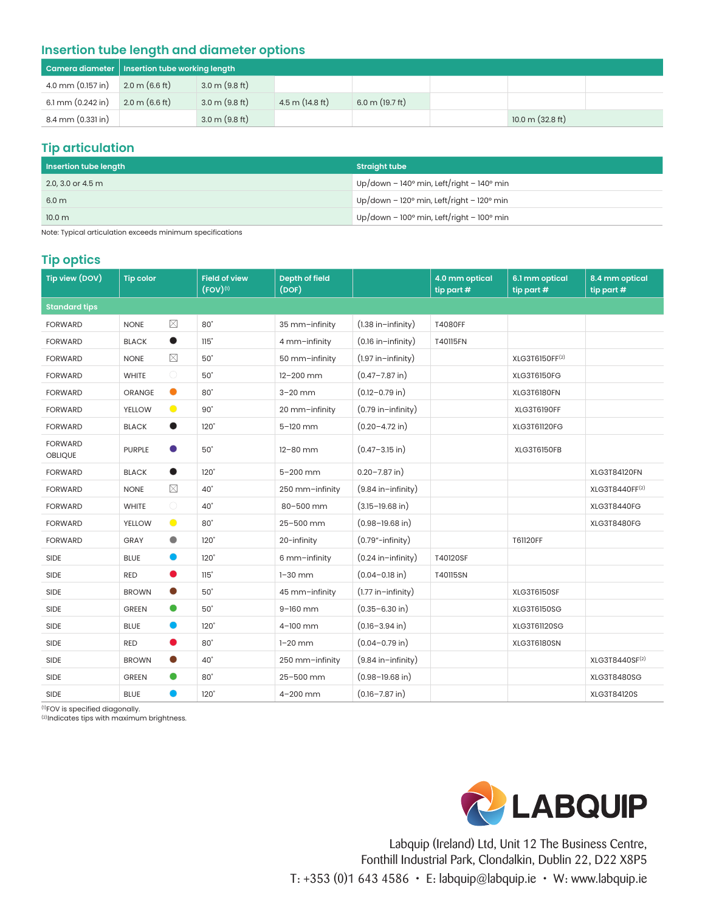## Insertion tube length and diameter options

| Camera diameter | Insertion tube working length | | | | | | |
|---|---|---|---|---|---|---|---|
| 4.0 mm (0.157 in) | 2.0 m (6.6 ft) | 3.0 m (9.8 ft) | | | | | |
| 6.1 mm (0.242 in) | 2.0 m (6.6 ft) | 3.0 m (9.8 ft) | 4.5 m (14.8 ft) | 6.0 m (19.7 ft) | | | |
| 8.4 mm (0.331 in) | | 3.0 m (9.8 ft) | | | | 10.0 m (32.8 ft) | |

## Tip articulation

| Insertion tube length | Straight tube |
|---|---|
| 2.0, 3.0 or 4.5 m | Up/down – 140º min, Left/right – 140º min |
| 6.0 m | Up/down – 120º min, Left/right – 120º min |
| 10.0 m | Up/down – 100º min, Left/right – 100º min |

Note: Typical articulation exceeds minimum specifications

## Tip optics

| Tip view (DOV) | Tip color | Field of view (FOV)[1] | Depth of field (DOF) | | 4.0 mm optical tip part # | 6.1 mm optical tip part # | 8.4 mm optical tip part # |
|---|---|---|---|---|---|---|---|
| **Standard tips** | | | | | | | |
| FORWARD | NONE | 80˚ | 35 mm–infinity | (1.38 in–infinity) | T4080FF | | |
| FORWARD | BLACK | 115˚ | 4 mm–infinity | (0.16 in–infinity) | T40115FN | | |
| FORWARD | NONE | 50˚ | 50 mm–infinity | (1.97 in–infinity) | | XLG3T6150FF[2] | |
| FORWARD | WHITE | 50˚ | 12–200 mm | (0.47–7.87 in) | | XLG3T6150FG | |
| FORWARD | ORANGE | 80˚ | 3–20 mm | (0.12–0.79 in) | | XLG3T6180FN | |
| FORWARD | YELLOW | 90˚ | 20 mm–infinity | (0.79 in–infinity) | | XLG3T6190FF | |
| FORWARD | BLACK | 120˚ | 5–120 mm | (0.20–4.72 in) | | XLG3T61120FG | |
| FORWARD OBLIQUE | PURPLE | 50˚ | 12–80 mm | (0.47–3.15 in) | | XLG3T6150FB | |
| FORWARD | BLACK | 120˚ | 5–200 mm | 0.20–7.87 in) | | | XLG3T84120FN |
| FORWARD | NONE | 40˚ | 250 mm–infinity | (9.84 in–infinity) | | | XLG3T8440FF[2] |
| FORWARD | WHITE | 40˚ | 80–500 mm | (3.15–19.68 in) | | | XLG3T8440FG |
| FORWARD | YELLOW | 80˚ | 25–500 mm | (0.98–19.68 in) | | | XLG3T8480FG |
| FORWARD | GRAY | 120˚ | 20-infinity | (0.79"-infinity) | | T61120FF | |
| SIDE | BLUE | 120˚ | 6 mm–infinity | (0.24 in–infinity) | T40120SF | | |
| SIDE | RED | 115˚ | 1–30 mm | (0.04–0.18 in) | T40115SN | | |
| SIDE | BROWN | 50˚ | 45 mm–infinity | (1.77 in–infinity) | | XLG3T6150SF | |
| SIDE | GREEN | 50˚ | 9–160 mm | (0.35–6.30 in) | | XLG3T6150SG | |
| SIDE | BLUE | 120˚ | 4–100 mm | (0.16–3.94 in) | | XLG3T61120SG | |
| SIDE | RED | 80˚ | 1–20 mm | (0.04–0.79 in) | | XLG3T6180SN | |
| SIDE | BROWN | 40˚ | 250 mm–infinity | (9.84 in–infinity) | | | XLG3T8440SF[2] |
| SIDE | GREEN | 80˚ | 25–500 mm | (0.98–19.68 in) | | | XLG3T8480SG |
| SIDE | BLUE | 120˚ | 4–200 mm | (0.16–7.87 in) | | | XLG3T84120S |

[1]FOV is specified diagonally.
[2]Indicates tips with maximum brightness.

LABQUIP

Labquip (Ireland) Ltd, Unit 12 The Business Centre,
Fonthill Industrial Park, Clondalkin, Dublin 22, D22 X8P5
T: +353 (0)1 643 4586 • E: labquip@labquip.ie • W: www.labquip.ie